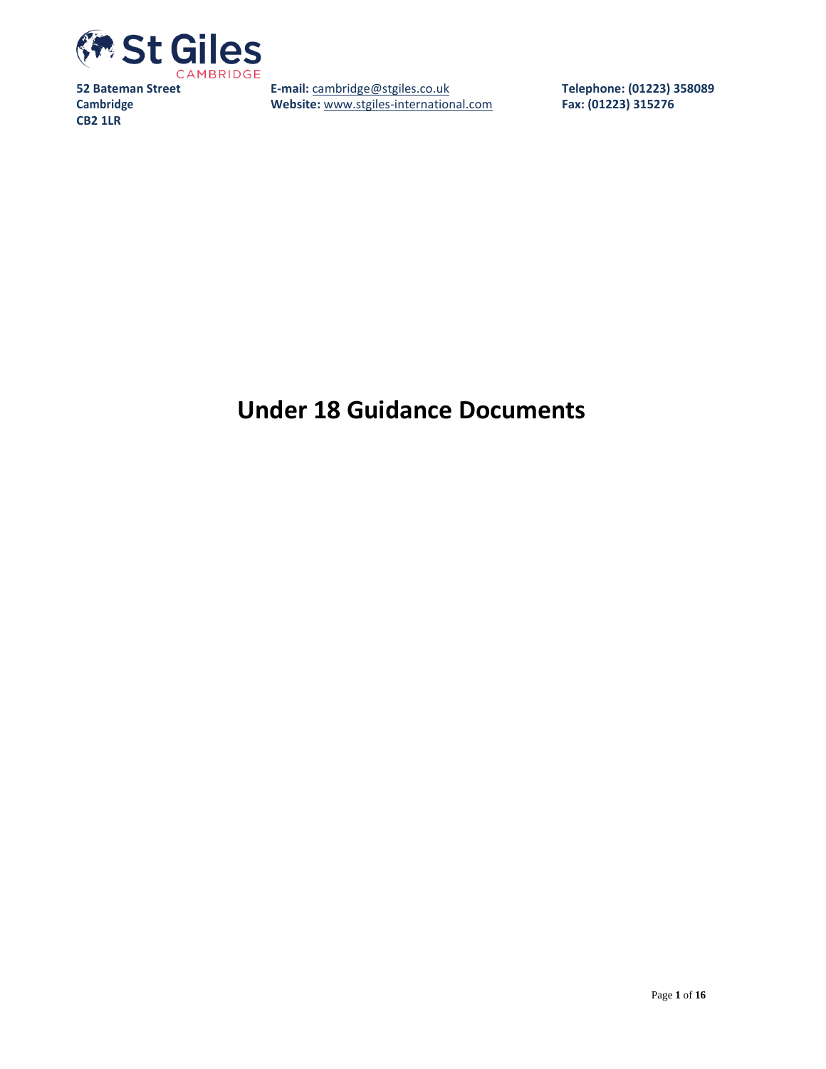**St Giles**
CAMBRIDGE

**52 Bateman Street**
**Cambridge**
**CB2 1LR**

**E-mail:** cambridge@stgiles.co.uk
**Website:** www.stgiles-international.com

**Telephone: (01223) 358089**
**Fax: (01223) 315276**

# Under 18 Guidance Documents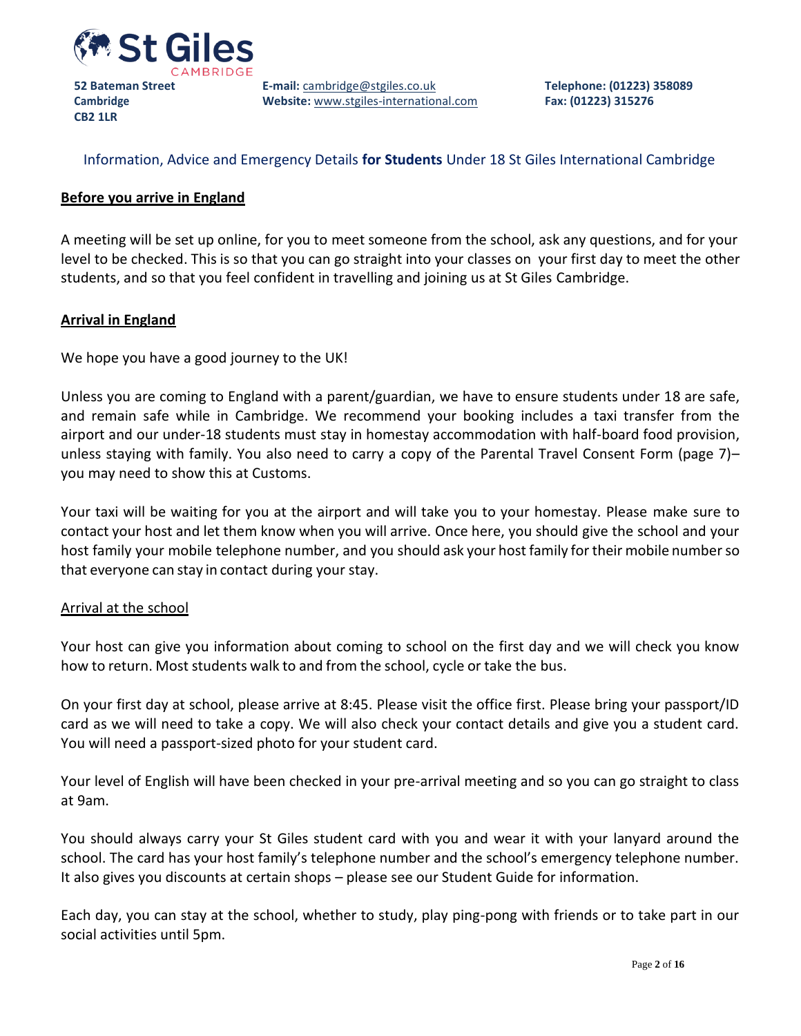**St Giles** CAMBRIDGE

**52 Bateman Street**
**Cambridge**
**CB2 1LR**

**E-mail:** cambridge@stgiles.co.uk
**Website:** www.stgiles-international.com

**Telephone: (01223) 358089**
**Fax: (01223) 315276**

Information, Advice and Emergency Details **for Students** Under 18 St Giles International Cambridge

## Before you arrive in England

A meeting will be set up online, for you to meet someone from the school, ask any questions, and for your level to be checked. This is so that you can go straight into your classes on your first day to meet the other students, and so that you feel confident in travelling and joining us at St Giles Cambridge.

## Arrival in England

We hope you have a good journey to the UK!

Unless you are coming to England with a parent/guardian, we have to ensure students under 18 are safe, and remain safe while in Cambridge. We recommend your booking includes a taxi transfer from the airport and our under-18 students must stay in homestay accommodation with half-board food provision, unless staying with family. You also need to carry a copy of the Parental Travel Consent Form (page 7)– you may need to show this at Customs.

Your taxi will be waiting for you at the airport and will take you to your homestay. Please make sure to contact your host and let them know when you will arrive. Once here, you should give the school and your host family your mobile telephone number, and you should ask your host family for their mobile number so that everyone can stay in contact during your stay.

### Arrival at the school

Your host can give you information about coming to school on the first day and we will check you know how to return. Most students walk to and from the school, cycle or take the bus.

On your first day at school, please arrive at 8:45. Please visit the office first. Please bring your passport/ID card as we will need to take a copy. We will also check your contact details and give you a student card. You will need a passport-sized photo for your student card.

Your level of English will have been checked in your pre-arrival meeting and so you can go straight to class at 9am.

You should always carry your St Giles student card with you and wear it with your lanyard around the school. The card has your host family's telephone number and the school's emergency telephone number. It also gives you discounts at certain shops – please see our Student Guide for information.

Each day, you can stay at the school, whether to study, play ping-pong with friends or to take part in our social activities until 5pm.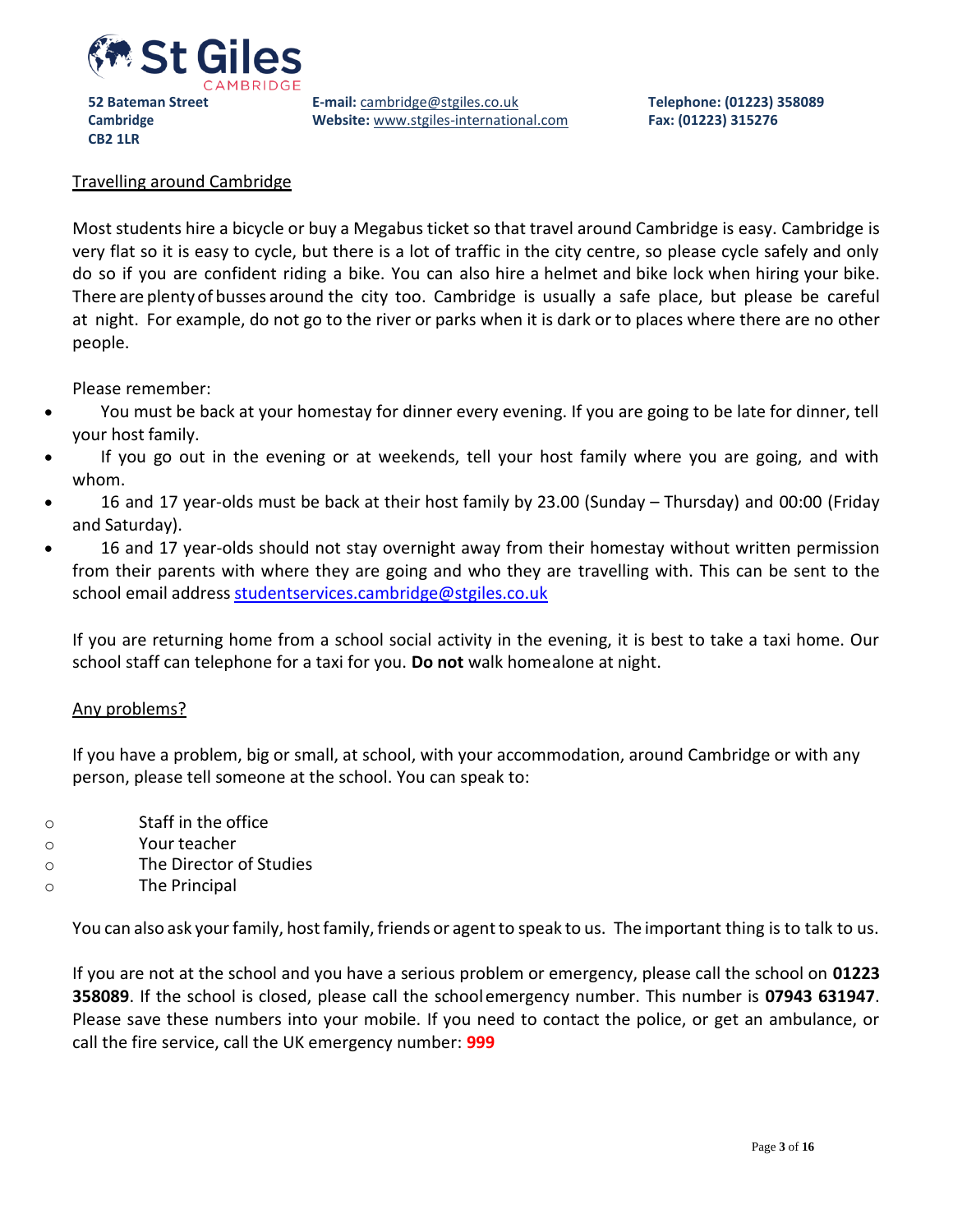## Travelling around Cambridge

Most students hire a bicycle or buy a Megabus ticket so that travel around Cambridge is easy. Cambridge is very flat so it is easy to cycle, but there is a lot of traffic in the city centre, so please cycle safely and only do so if you are confident riding a bike. You can also hire a helmet and bike lock when hiring your bike. There are plenty of busses around the city too. Cambridge is usually a safe place, but please be careful at night. For example, do not go to the river or parks when it is dark or to places where there are no other people.

Please remember:

- You must be back at your homestay for dinner every evening. If you are going to be late for dinner, tell your host family.
- If you go out in the evening or at weekends, tell your host family where you are going, and with whom.
- 16 and 17 year-olds must be back at their host family by 23.00 (Sunday – Thursday) and 00:00 (Friday and Saturday).
- 16 and 17 year-olds should not stay overnight away from their homestay without written permission from their parents with where they are going and who they are travelling with. This can be sent to the school email address studentservices.cambridge@stgiles.co.uk

If you are returning home from a school social activity in the evening, it is best to take a taxi home. Our school staff can telephone for a taxi for you. **Do not** walk homealone at night.

## Any problems?

If you have a problem, big or small, at school, with your accommodation, around Cambridge or with any person, please tell someone at the school. You can speak to:

- Staff in the office
- Your teacher
- The Director of Studies
- The Principal

You can also ask your family, host family, friends or agent to speak to us. The important thing is to talk to us.

If you are not at the school and you have a serious problem or emergency, please call the school on **01223 358089**. If the school is closed, please call the school emergency number. This number is **07943 631947**. Please save these numbers into your mobile. If you need to contact the police, or get an ambulance, or call the fire service, call the UK emergency number: **999**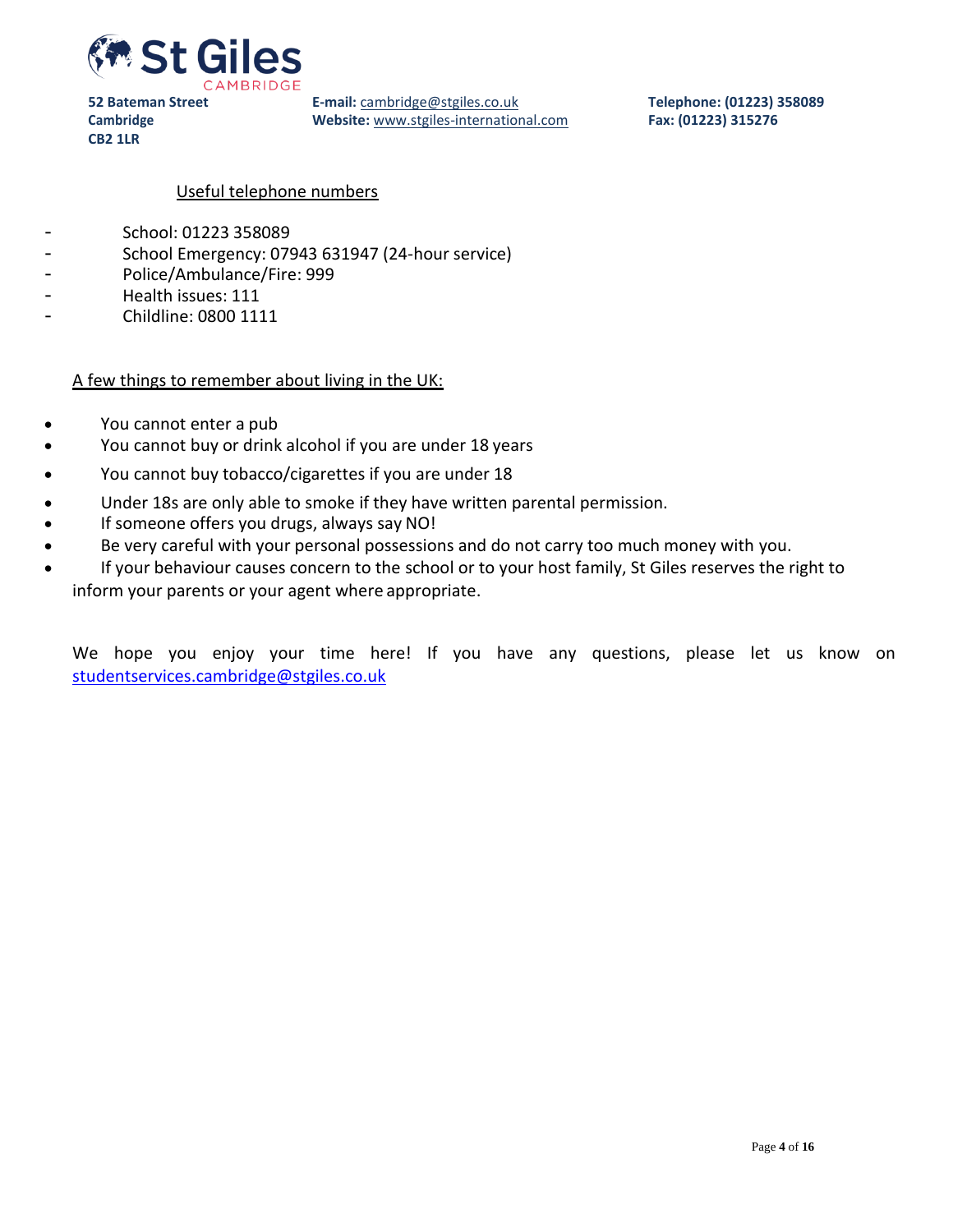# St Giles CAMBRIDGE

**52 Bateman Street**
**Cambridge**
**CB2 1LR**

**E-mail:** cambridge@stgiles.co.uk
**Website:** www.stgiles-international.com

**Telephone: (01223) 358089**
**Fax: (01223) 315276**

## Useful telephone numbers

- School: 01223 358089
- School Emergency: 07943 631947 (24-hour service)
- Police/Ambulance/Fire: 999
- Health issues: 111
- Childline: 0800 1111

## A few things to remember about living in the UK:

- You cannot enter a pub
- You cannot buy or drink alcohol if you are under 18 years
- You cannot buy tobacco/cigarettes if you are under 18
- Under 18s are only able to smoke if they have written parental permission.
- If someone offers you drugs, always say NO!
- Be very careful with your personal possessions and do not carry too much money with you.
- If your behaviour causes concern to the school or to your host family, St Giles reserves the right to inform your parents or your agent where appropriate.

We hope you enjoy your time here! If you have any questions, please let us know on studentservices.cambridge@stgiles.co.uk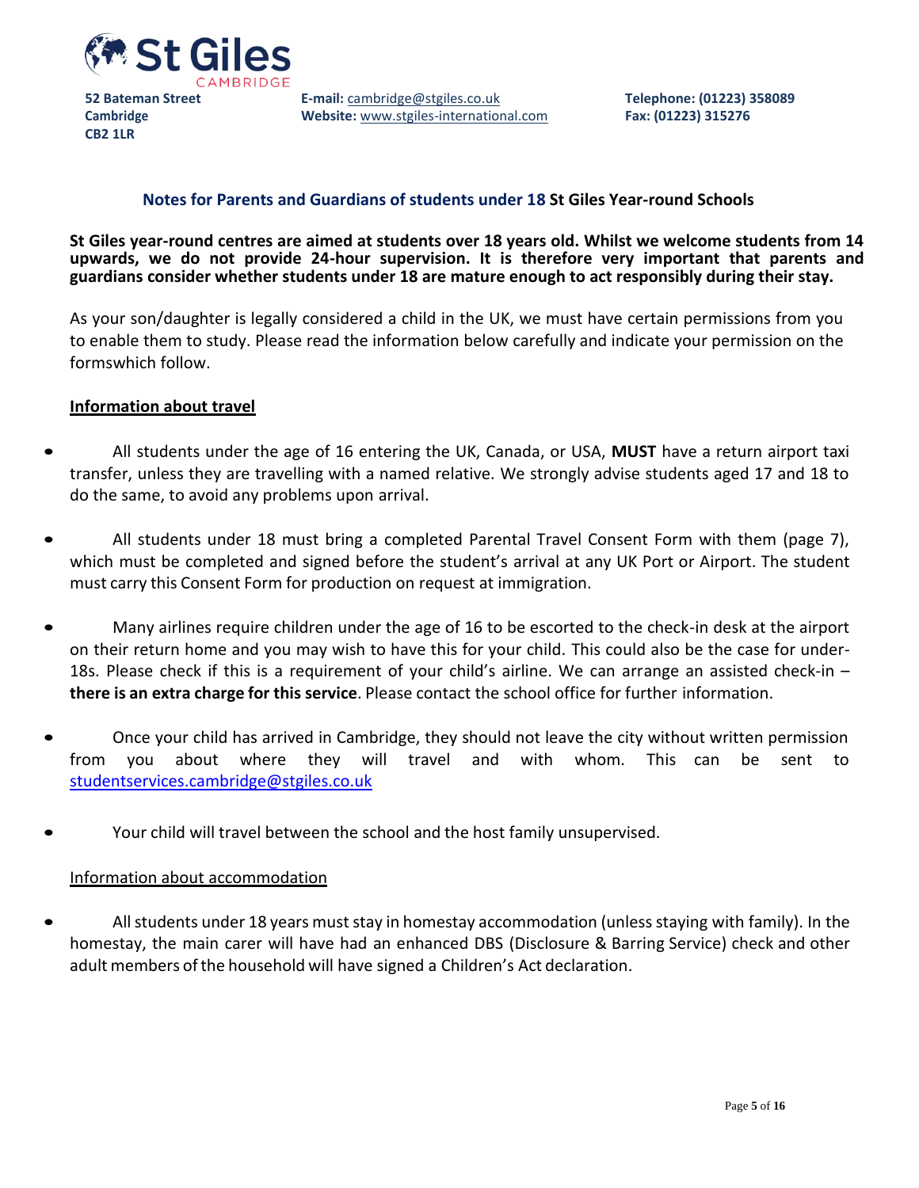**St Giles**
CAMBRIDGE

**52 Bateman Street**
**Cambridge**
**CB2 1LR**

**E-mail:** cambridge@stgiles.co.uk
**Website:** www.stgiles-international.com

**Telephone: (01223) 358089**
**Fax: (01223) 315276**

## Notes for Parents and Guardians of students under 18 St Giles Year-round Schools

**St Giles year-round centres are aimed at students over 18 years old. Whilst we welcome students from 14 upwards, we do not provide 24-hour supervision. It is therefore very important that parents and guardians consider whether students under 18 are mature enough to act responsibly during their stay.**

As your son/daughter is legally considered a child in the UK, we must have certain permissions from you to enable them to study. Please read the information below carefully and indicate your permission on the formswhich follow.

### Information about travel

- All students under the age of 16 entering the UK, Canada, or USA, **MUST** have a return airport taxi transfer, unless they are travelling with a named relative. We strongly advise students aged 17 and 18 to do the same, to avoid any problems upon arrival.
- All students under 18 must bring a completed Parental Travel Consent Form with them (page 7), which must be completed and signed before the student's arrival at any UK Port or Airport. The student must carry this Consent Form for production on request at immigration.
- Many airlines require children under the age of 16 to be escorted to the check-in desk at the airport on their return home and you may wish to have this for your child. This could also be the case for under-18s. Please check if this is a requirement of your child's airline. We can arrange an assisted check-in – **there is an extra charge for this service**. Please contact the school office for further information.
- Once your child has arrived in Cambridge, they should not leave the city without written permission from you about where they will travel and with whom. This can be sent to studentservices.cambridge@stgiles.co.uk
- Your child will travel between the school and the host family unsupervised.

### Information about accommodation

- All students under 18 years must stay in homestay accommodation (unless staying with family). In the homestay, the main carer will have had an enhanced DBS (Disclosure & Barring Service) check and other adult members of the household will have signed a Children's Act declaration.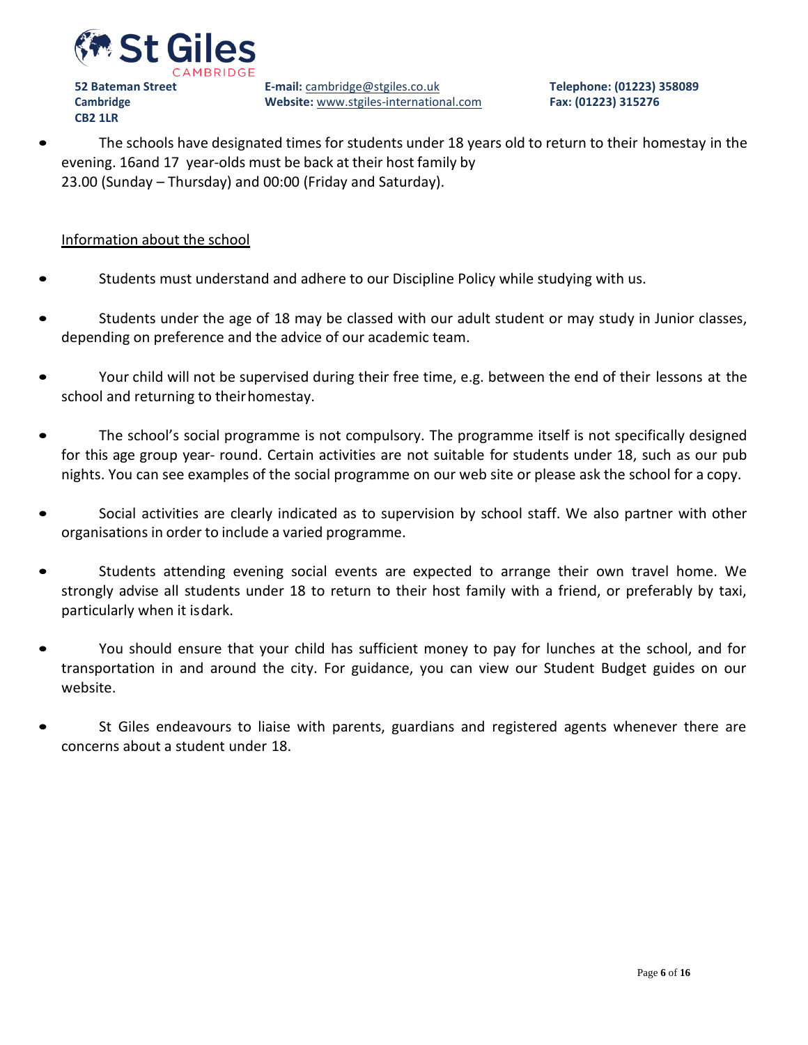- The schools have designated times for students under 18 years old to return to their homestay in the evening. 16and 17 year-olds must be back at their host family by 23.00 (Sunday – Thursday) and 00:00 (Friday and Saturday).

Information about the school

- Students must understand and adhere to our Discipline Policy while studying with us.
- Students under the age of 18 may be classed with our adult student or may study in Junior classes, depending on preference and the advice of our academic team.
- Your child will not be supervised during their free time, e.g. between the end of their lessons at the school and returning to their homestay.
- The school's social programme is not compulsory. The programme itself is not specifically designed for this age group year- round. Certain activities are not suitable for students under 18, such as our pub nights. You can see examples of the social programme on our web site or please ask the school for a copy.
- Social activities are clearly indicated as to supervision by school staff. We also partner with other organisations in order to include a varied programme.
- Students attending evening social events are expected to arrange their own travel home. We strongly advise all students under 18 to return to their host family with a friend, or preferably by taxi, particularly when it is dark.
- You should ensure that your child has sufficient money to pay for lunches at the school, and for transportation in and around the city. For guidance, you can view our Student Budget guides on our website.
- St Giles endeavours to liaise with parents, guardians and registered agents whenever there are concerns about a student under 18.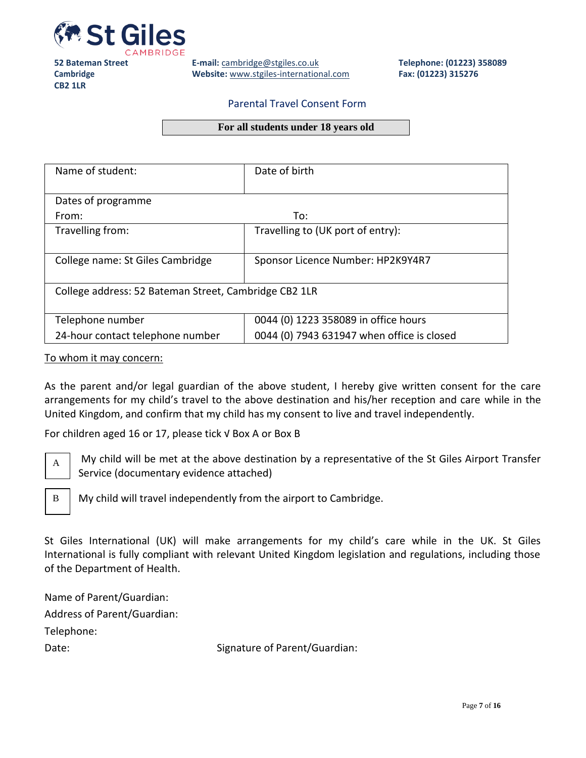**St Giles** CAMBRIDGE

**52 Bateman Street**
**Cambridge**
**CB2 1LR**

**E-mail:** cambridge@stgiles.co.uk
**Website:** www.stgiles-international.com

**Telephone: (01223) 358089**
**Fax: (01223) 315276**

## Parental Travel Consent Form

**For all students under 18 years old**

| Name of student: | Date of birth |
|---|---|
| Dates of programme<br>From: | To: |
| Travelling from: | Travelling to (UK port of entry): |
| College name: St Giles Cambridge | Sponsor Licence Number: HP2K9Y4R7 |
| College address: 52 Bateman Street, Cambridge CB2 1LR | |
| Telephone number<br>24-hour contact telephone number | 0044 (0) 1223 358089 in office hours<br>0044 (0) 7943 631947 when office is closed |

To whom it may concern:

As the parent and/or legal guardian of the above student, I hereby give written consent for the care arrangements for my child's travel to the above destination and his/her reception and care while in the United Kingdom, and confirm that my child has my consent to live and travel independently.

For children aged 16 or 17, please tick √ Box A or Box B

☐ A — My child will be met at the above destination by a representative of the St Giles Airport Transfer Service (documentary evidence attached)

☐ B — My child will travel independently from the airport to Cambridge.

St Giles International (UK) will make arrangements for my child's care while in the UK. St Giles International is fully compliant with relevant United Kingdom legislation and regulations, including those of the Department of Health.

Name of Parent/Guardian:

Address of Parent/Guardian:

Telephone:

Date: Signature of Parent/Guardian: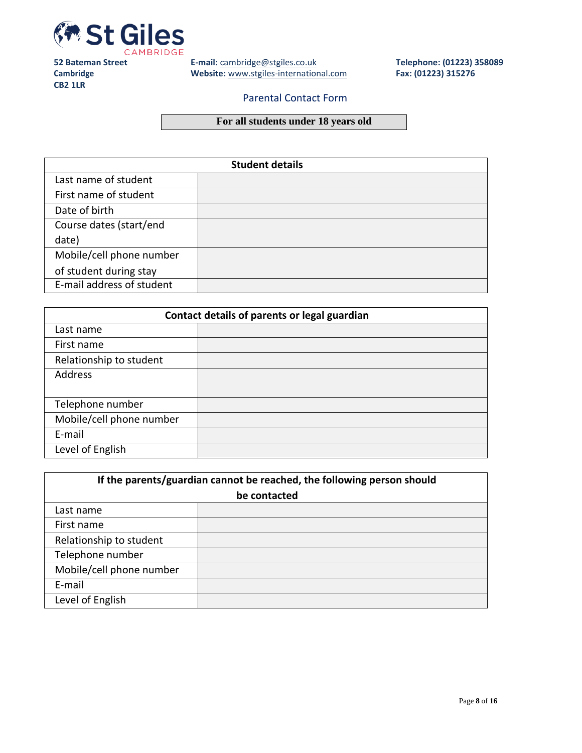**St Giles**
CAMBRIDGE

**52 Bateman Street**
**Cambridge**
**CB2 1LR**

**E-mail:** cambridge@stgiles.co.uk
**Website:** www.stgiles-international.com

**Telephone: (01223) 358089**
**Fax: (01223) 315276**

## Parental Contact Form

**For all students under 18 years old**

| **Student details** | |
|---|---|
| Last name of student | |
| First name of student | |
| Date of birth | |
| Course dates (start/end date) | |
| Mobile/cell phone number of student during stay | |
| E-mail address of student | |

| **Contact details of parents or legal guardian** | |
|---|---|
| Last name | |
| First name | |
| Relationship to student | |
| Address | |
| Telephone number | |
| Mobile/cell phone number | |
| E-mail | |
| Level of English | |

| **If the parents/guardian cannot be reached, the following person should be contacted** | |
|---|---|
| Last name | |
| First name | |
| Relationship to student | |
| Telephone number | |
| Mobile/cell phone number | |
| E-mail | |
| Level of English | |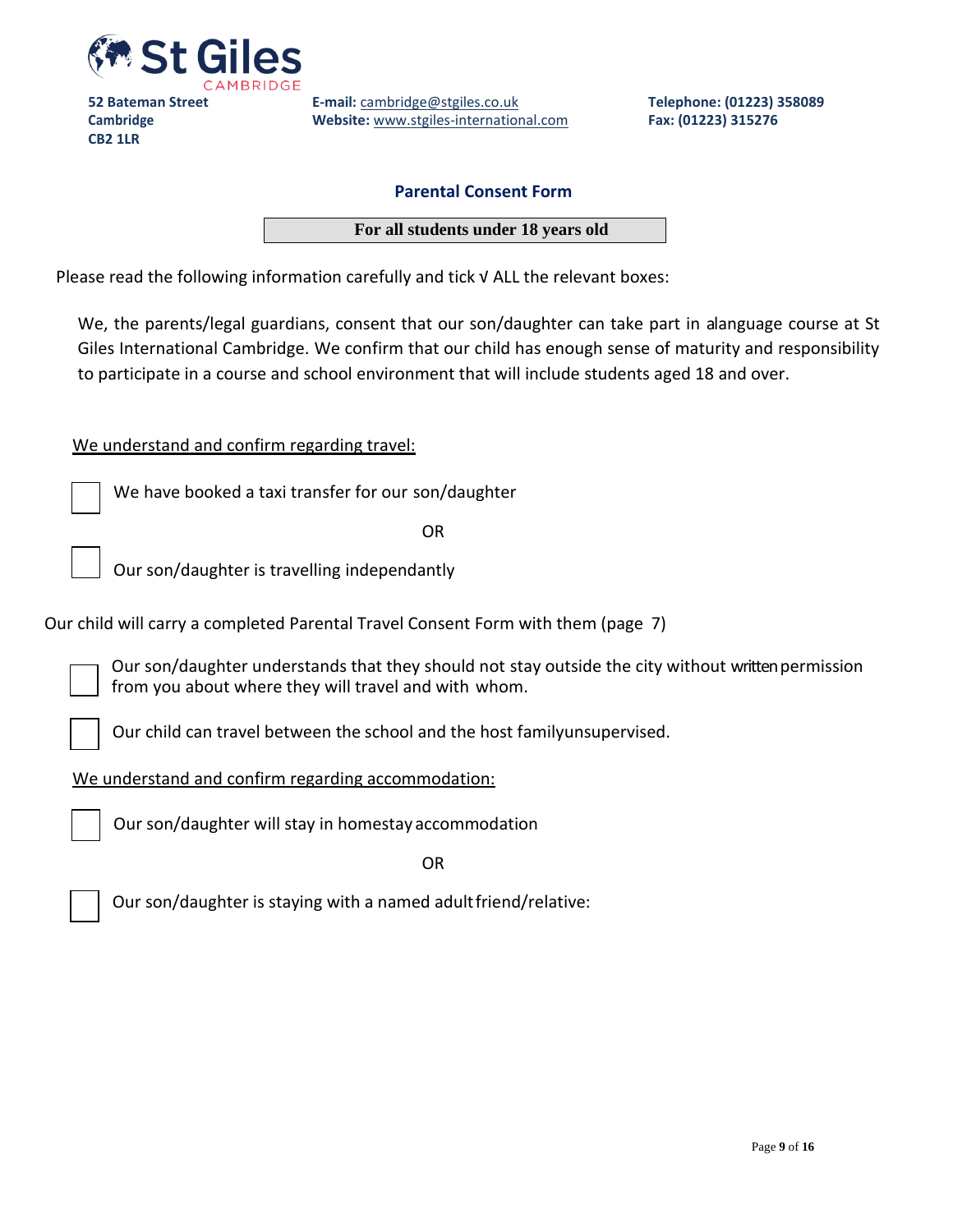St Giles
CAMBRIDGE

**52 Bateman Street**
**Cambridge**
**CB2 1LR**

**E-mail:** cambridge@stgiles.co.uk
**Website:** www.stgiles-international.com

**Telephone: (01223) 358089**
**Fax: (01223) 315276**

## Parental Consent Form

**For all students under 18 years old**

Please read the following information carefully and tick √ ALL the relevant boxes:

We, the parents/legal guardians, consent that our son/daughter can take part in alanguage course at St Giles International Cambridge. We confirm that our child has enough sense of maturity and responsibility to participate in a course and school environment that will include students aged 18 and over.

We understand and confirm regarding travel:

☐ We have booked a taxi transfer for our son/daughter

OR

☐ Our son/daughter is travelling independantly

Our child will carry a completed Parental Travel Consent Form with them (page 7)

☐ Our son/daughter understands that they should not stay outside the city without written permission from you about where they will travel and with whom.

☐ Our child can travel between the school and the host familyunsupervised.

We understand and confirm regarding accommodation:

☐ Our son/daughter will stay in homestay accommodation

OR

☐ Our son/daughter is staying with a named adult friend/relative: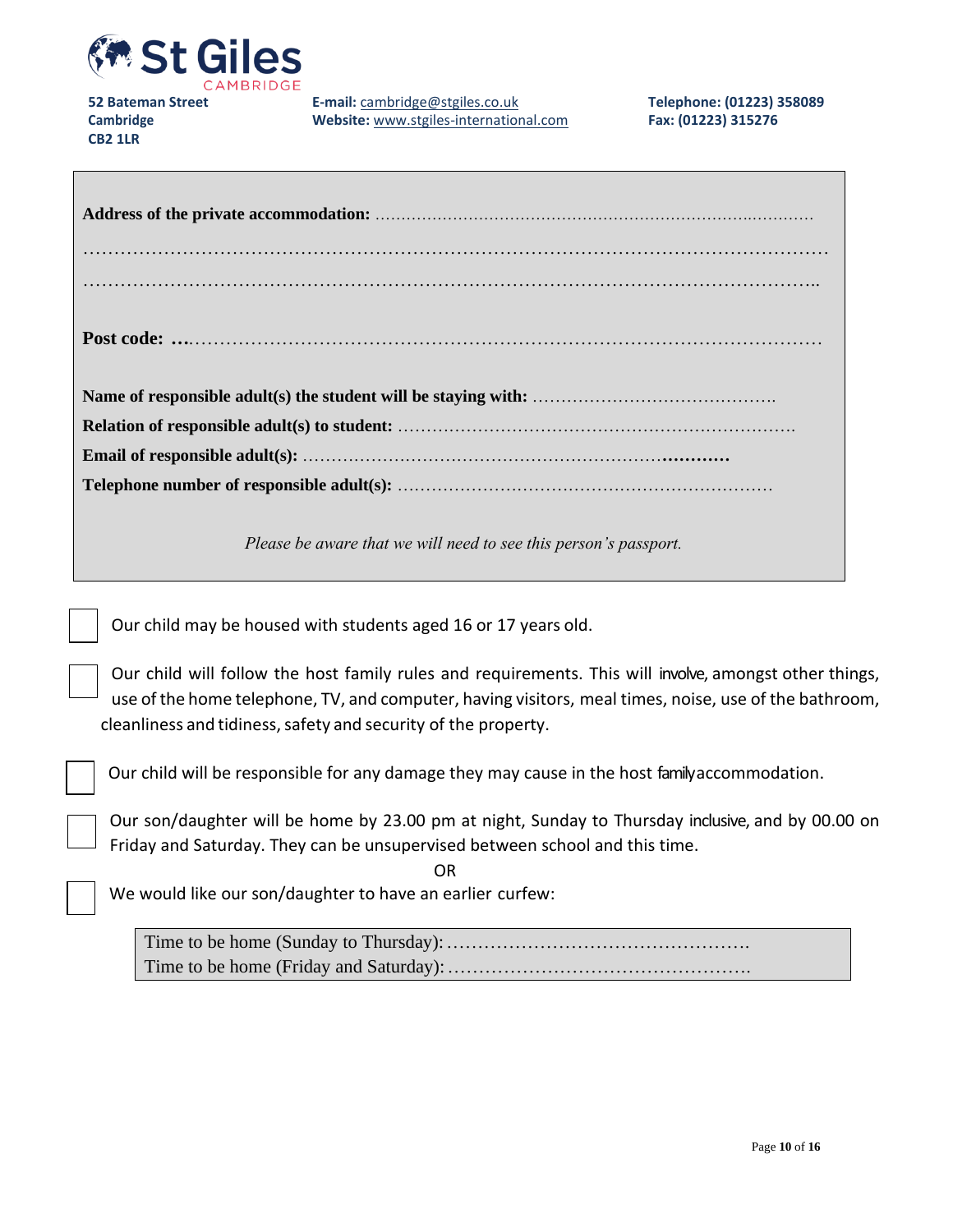**St Giles**
CAMBRIDGE

**52 Bateman Street**
**Cambridge**
**CB2 1LR**

**E-mail:** cambridge@stgiles.co.uk
**Website:** www.stgiles-international.com

**Telephone: (01223) 358089**
**Fax: (01223) 315276**

**Address of the private accommodation:** ……………………………………………………………………………

…………………………………………………………………………………………………………………

…………………………………………………………………………………………………………………

**Post code: …**……………………………………………………………………………………………

**Name of responsible adult(s) the student will be staying with:** …………………………………….

**Relation of responsible adult(s) to student:** …………………………………………………………….

**Email of responsible adult(s):** ……………………………………………………**…………**

**Telephone number of responsible adult(s):** ………………………………………………………

*Please be aware that we will need to see this person's passport.*

☐ Our child may be housed with students aged 16 or 17 years old.

☐ Our child will follow the host family rules and requirements. This will involve, amongst other things, use of the home telephone, TV, and computer, having visitors, meal times, noise, use of the bathroom, cleanliness and tidiness, safety and security of the property.

☐ Our child will be responsible for any damage they may cause in the host family accommodation.

☐ Our son/daughter will be home by 23.00 pm at night, Sunday to Thursday inclusive, and by 00.00 on Friday and Saturday. They can be unsupervised between school and this time.

OR

☐ We would like our son/daughter to have an earlier curfew:

Time to be home (Sunday to Thursday): ………………………………………….
Time to be home (Friday and Saturday): ………………………………………….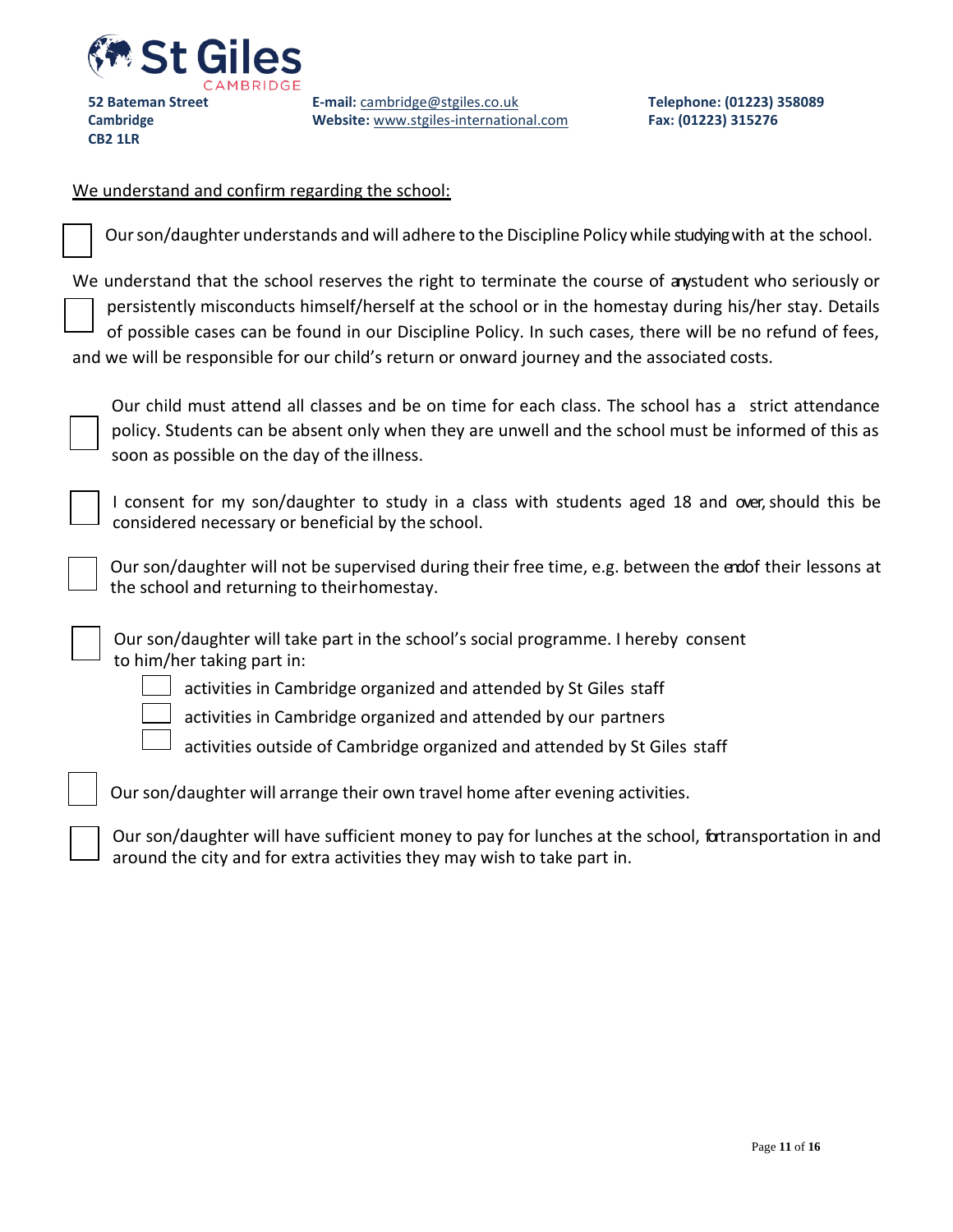**St Giles**
CAMBRIDGE

**52 Bateman Street**
**Cambridge**
**CB2 1LR**

**E-mail:** cambridge@stgiles.co.uk
**Website:** www.stgiles-international.com

**Telephone: (01223) 358089**
**Fax: (01223) 315276**

We understand and confirm regarding the school:

- [ ] Our son/daughter understands and will adhere to the Discipline Policy while studying with at the school.

- [ ] We understand that the school reserves the right to terminate the course of any student who seriously or persistently misconducts himself/herself at the school or in the homestay during his/her stay. Details of possible cases can be found in our Discipline Policy. In such cases, there will be no refund of fees, and we will be responsible for our child's return or onward journey and the associated costs.

- [ ] Our child must attend all classes and be on time for each class. The school has a strict attendance policy. Students can be absent only when they are unwell and the school must be informed of this as soon as possible on the day of the illness.

- [ ] I consent for my son/daughter to study in a class with students aged 18 and over, should this be considered necessary or beneficial by the school.

- [ ] Our son/daughter will not be supervised during their free time, e.g. between the end of their lessons at the school and returning to their homestay.

- [ ] Our son/daughter will take part in the school's social programme. I hereby consent to him/her taking part in:
  - [ ] activities in Cambridge organized and attended by St Giles staff
  - [ ] activities in Cambridge organized and attended by our partners
  - [ ] activities outside of Cambridge organized and attended by St Giles staff

- [ ] Our son/daughter will arrange their own travel home after evening activities.

- [ ] Our son/daughter will have sufficient money to pay for lunches at the school, for transportation in and around the city and for extra activities they may wish to take part in.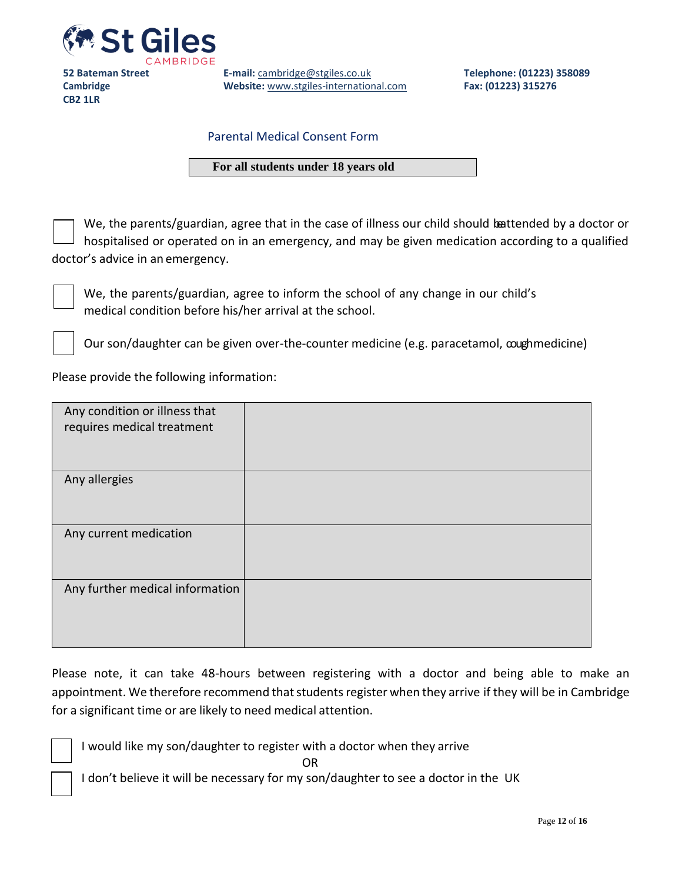**St Giles**
CAMBRIDGE

**52 Bateman Street**
**Cambridge**
**CB2 1LR**

**E-mail:** cambridge@stgiles.co.uk
**Website:** www.stgiles-international.com

**Telephone: (01223) 358089**
**Fax: (01223) 315276**

## Parental Medical Consent Form

**For all students under 18 years old**

☐ We, the parents/guardian, agree that in the case of illness our child should be attended by a doctor or hospitalised or operated on in an emergency, and may be given medication according to a qualified doctor's advice in an emergency.

☐ We, the parents/guardian, agree to inform the school of any change in our child's medical condition before his/her arrival at the school.

☐ Our son/daughter can be given over-the-counter medicine (e.g. paracetamol, cough medicine)

Please provide the following information:

| | |
|---|---|
| Any condition or illness that requires medical treatment | |
| Any allergies | |
| Any current medication | |
| Any further medical information | |

Please note, it can take 48-hours between registering with a doctor and being able to make an appointment. We therefore recommend that students register when they arrive if they will be in Cambridge for a significant time or are likely to need medical attention.

☐ I would like my son/daughter to register with a doctor when they arrive

OR

☐ I don't believe it will be necessary for my son/daughter to see a doctor in the UK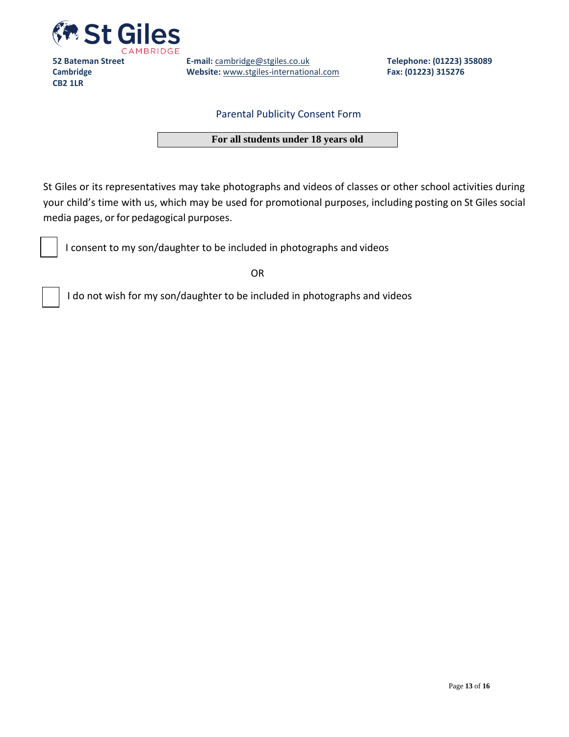**St Giles**
CAMBRIDGE

**52 Bateman Street**
**Cambridge**
**CB2 1LR**

**E-mail:** cambridge@stgiles.co.uk
**Website:** www.stgiles-international.com

**Telephone: (01223) 358089**
**Fax: (01223) 315276**

## Parental Publicity Consent Form

**For all students under 18 years old**

St Giles or its representatives may take photographs and videos of classes or other school activities during your child's time with us, which may be used for promotional purposes, including posting on St Giles social media pages, or for pedagogical purposes.

☐ I consent to my son/daughter to be included in photographs and videos

OR

☐ I do not wish for my son/daughter to be included in photographs and videos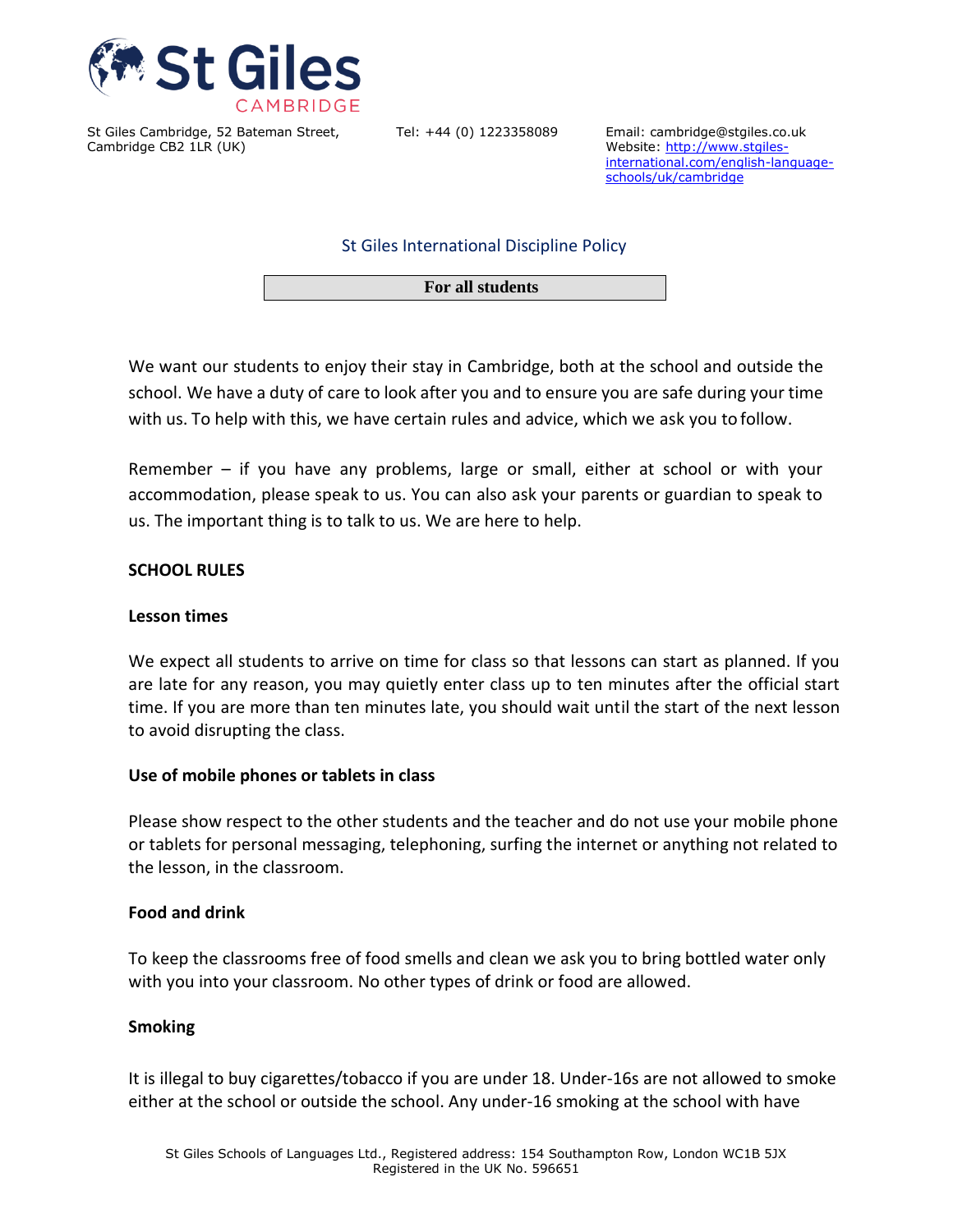St Giles Cambridge, 52 Bateman Street, Cambridge CB2 1LR (UK)

Tel: +44 (0) 1223358089

Email: cambridge@stgiles.co.uk
Website: [http://www.stgiles-international.com/english-language-schools/uk/cambridge](http://www.stgiles-international.com/english-language-schools/uk/cambridge)

## St Giles International Discipline Policy

**For all students**

We want our students to enjoy their stay in Cambridge, both at the school and outside the school. We have a duty of care to look after you and to ensure you are safe during your time with us. To help with this, we have certain rules and advice, which we ask you to follow.

Remember – if you have any problems, large or small, either at school or with your accommodation, please speak to us. You can also ask your parents or guardian to speak to us. The important thing is to talk to us. We are here to help.

### SCHOOL RULES

#### Lesson times

We expect all students to arrive on time for class so that lessons can start as planned. If you are late for any reason, you may quietly enter class up to ten minutes after the official start time. If you are more than ten minutes late, you should wait until the start of the next lesson to avoid disrupting the class.

#### Use of mobile phones or tablets in class

Please show respect to the other students and the teacher and do not use your mobile phone or tablets for personal messaging, telephoning, surfing the internet or anything not related to the lesson, in the classroom.

#### Food and drink

To keep the classrooms free of food smells and clean we ask you to bring bottled water only with you into your classroom. No other types of drink or food are allowed.

#### Smoking

It is illegal to buy cigarettes/tobacco if you are under 18. Under-16s are not allowed to smoke either at the school or outside the school. Any under-16 smoking at the school with have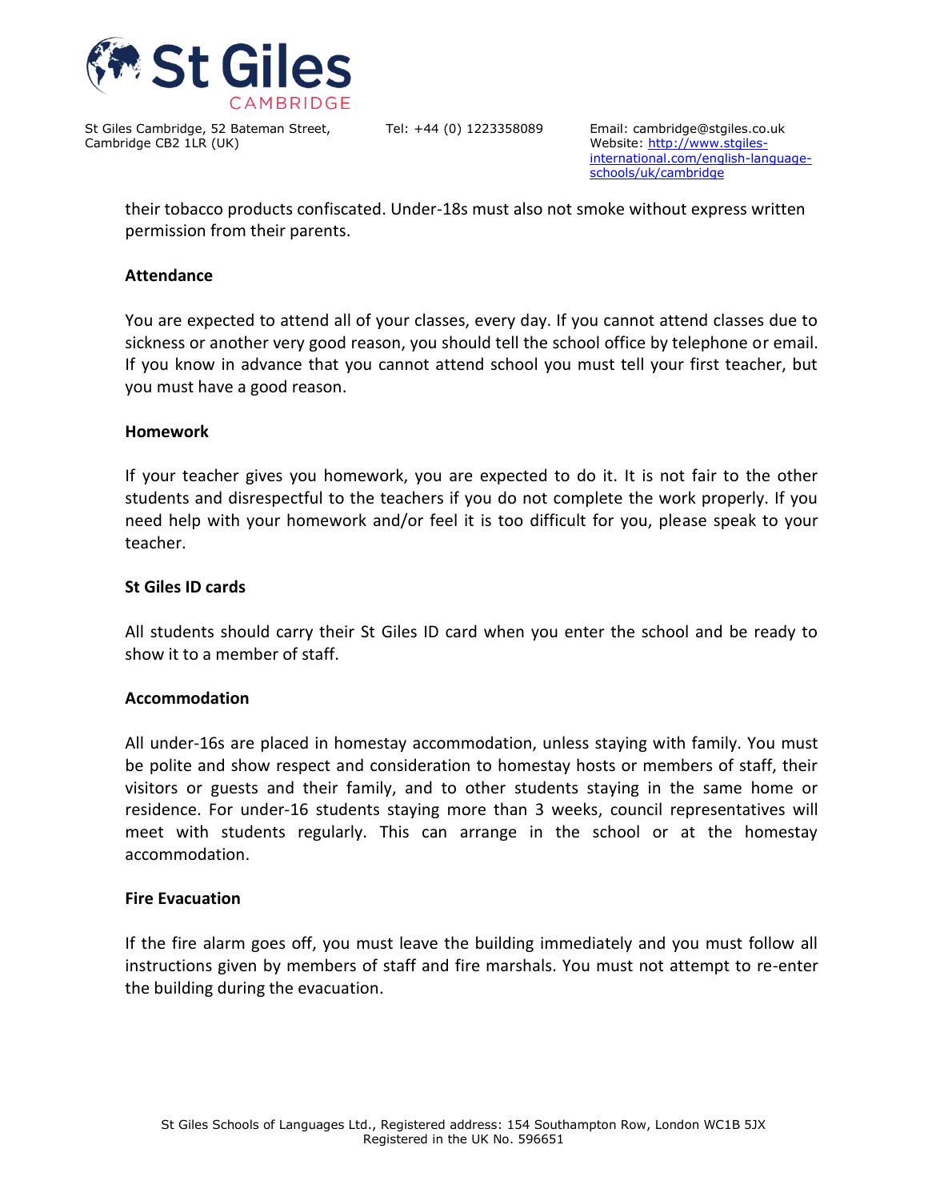their tobacco products confiscated. Under-18s must also not smoke without express written permission from their parents.

**Attendance**

You are expected to attend all of your classes, every day. If you cannot attend classes due to sickness or another very good reason, you should tell the school office by telephone or email. If you know in advance that you cannot attend school you must tell your first teacher, but you must have a good reason.

**Homework**

If your teacher gives you homework, you are expected to do it. It is not fair to the other students and disrespectful to the teachers if you do not complete the work properly. If you need help with your homework and/or feel it is too difficult for you, please speak to your teacher.

**St Giles ID cards**

All students should carry their St Giles ID card when you enter the school and be ready to show it to a member of staff.

**Accommodation**

All under-16s are placed in homestay accommodation, unless staying with family. You must be polite and show respect and consideration to homestay hosts or members of staff, their visitors or guests and their family, and to other students staying in the same home or residence. For under-16 students staying more than 3 weeks, council representatives will meet with students regularly. This can arrange in the school or at the homestay accommodation.

**Fire Evacuation**

If the fire alarm goes off, you must leave the building immediately and you must follow all instructions given by members of staff and fire marshals. You must not attempt to re-enter the building during the evacuation.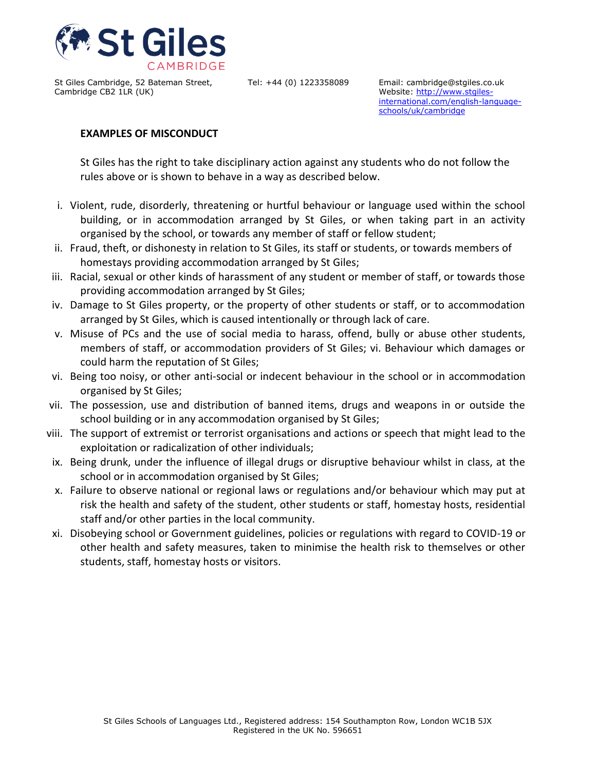St Giles Cambridge, 52 Bateman Street, Cambridge CB2 1LR (UK)

Tel: +44 (0) 1223358089

Email: cambridge@stgiles.co.uk
Website: http://www.stgiles-international.com/english-language-schools/uk/cambridge

**EXAMPLES OF MISCONDUCT**

St Giles has the right to take disciplinary action against any students who do not follow the rules above or is shown to behave in a way as described below.

i. Violent, rude, disorderly, threatening or hurtful behaviour or language used within the school building, or in accommodation arranged by St Giles, or when taking part in an activity organised by the school, or towards any member of staff or fellow student;
ii. Fraud, theft, or dishonesty in relation to St Giles, its staff or students, or towards members of homestays providing accommodation arranged by St Giles;
iii. Racial, sexual or other kinds of harassment of any student or member of staff, or towards those providing accommodation arranged by St Giles;
iv. Damage to St Giles property, or the property of other students or staff, or to accommodation arranged by St Giles, which is caused intentionally or through lack of care.
v. Misuse of PCs and the use of social media to harass, offend, bully or abuse other students, members of staff, or accommodation providers of St Giles; vi. Behaviour which damages or could harm the reputation of St Giles;
vi. Being too noisy, or other anti-social or indecent behaviour in the school or in accommodation organised by St Giles;
vii. The possession, use and distribution of banned items, drugs and weapons in or outside the school building or in any accommodation organised by St Giles;
viii. The support of extremist or terrorist organisations and actions or speech that might lead to the exploitation or radicalization of other individuals;
ix. Being drunk, under the influence of illegal drugs or disruptive behaviour whilst in class, at the school or in accommodation organised by St Giles;
x. Failure to observe national or regional laws or regulations and/or behaviour which may put at risk the health and safety of the student, other students or staff, homestay hosts, residential staff and/or other parties in the local community.
xi. Disobeying school or Government guidelines, policies or regulations with regard to COVID-19 or other health and safety measures, taken to minimise the health risk to themselves or other students, staff, homestay hosts or visitors.

St Giles Schools of Languages Ltd., Registered address: 154 Southampton Row, London WC1B 5JX
Registered in the UK No. 596651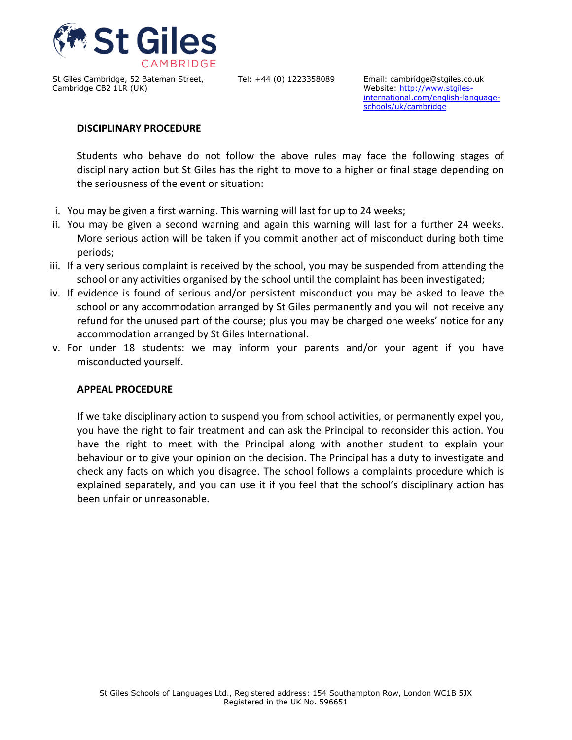**DISCIPLINARY PROCEDURE**

Students who behave do not follow the above rules may face the following stages of disciplinary action but St Giles has the right to move to a higher or final stage depending on the seriousness of the event or situation:

i. You may be given a first warning. This warning will last for up to 24 weeks;

ii. You may be given a second warning and again this warning will last for a further 24 weeks. More serious action will be taken if you commit another act of misconduct during both time periods;

iii. If a very serious complaint is received by the school, you may be suspended from attending the school or any activities organised by the school until the complaint has been investigated;

iv. If evidence is found of serious and/or persistent misconduct you may be asked to leave the school or any accommodation arranged by St Giles permanently and you will not receive any refund for the unused part of the course; plus you may be charged one weeks' notice for any accommodation arranged by St Giles International.

v. For under 18 students: we may inform your parents and/or your agent if you have misconducted yourself.

**APPEAL PROCEDURE**

If we take disciplinary action to suspend you from school activities, or permanently expel you, you have the right to fair treatment and can ask the Principal to reconsider this action. You have the right to meet with the Principal along with another student to explain your behaviour or to give your opinion on the decision. The Principal has a duty to investigate and check any facts on which you disagree. The school follows a complaints procedure which is explained separately, and you can use it if you feel that the school's disciplinary action has been unfair or unreasonable.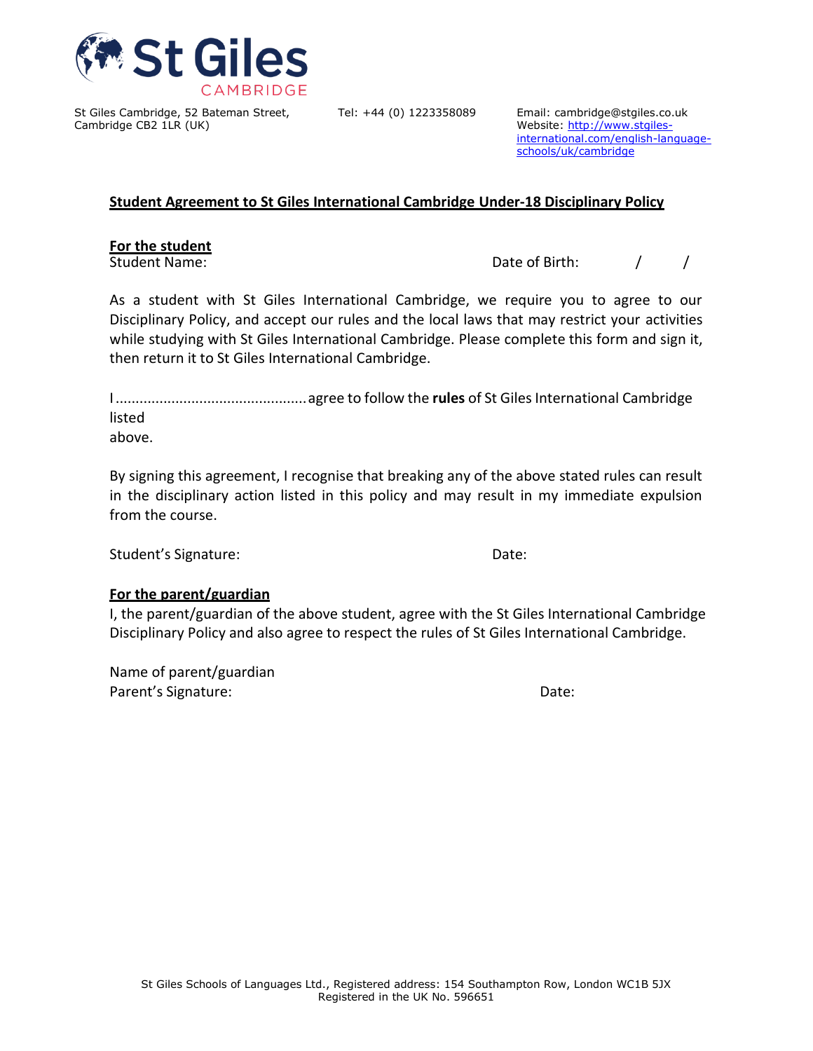St Giles Cambridge, 52 Bateman Street, Cambridge CB2 1LR (UK)

Tel: +44 (0) 1223358089

Email: cambridge@stgiles.co.uk
Website: http://www.stgiles-international.com/english-language-schools/uk/cambridge

## Student Agreement to St Giles International Cambridge Under-18 Disciplinary Policy

**For the student**

Student Name: Date of Birth: / /

As a student with St Giles International Cambridge, we require you to agree to our Disciplinary Policy, and accept our rules and the local laws that may restrict your activities while studying with St Giles International Cambridge. Please complete this form and sign it, then return it to St Giles International Cambridge.

I ............................................... agree to follow the **rules** of St Giles International Cambridge listed above.

By signing this agreement, I recognise that breaking any of the above stated rules can result in the disciplinary action listed in this policy and may result in my immediate expulsion from the course.

Student's Signature: Date:

**For the parent/guardian**

I, the parent/guardian of the above student, agree with the St Giles International Cambridge Disciplinary Policy and also agree to respect the rules of St Giles International Cambridge.

Name of parent/guardian
Parent's Signature: Date:

St Giles Schools of Languages Ltd., Registered address: 154 Southampton Row, London WC1B 5JX
Registered in the UK No. 596651